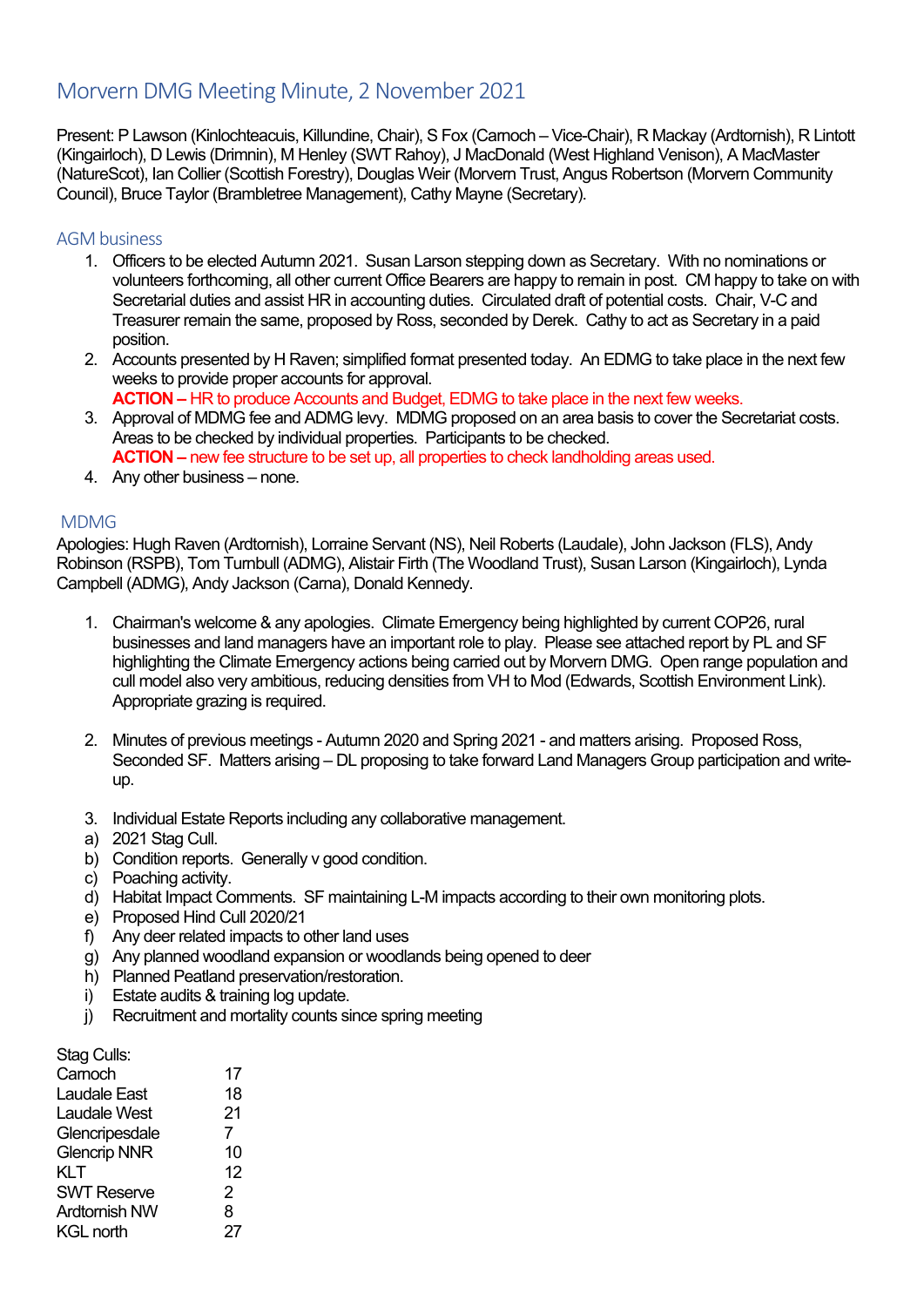# Morvern DMG Meeting Minute, 2 November 2021

Present: P Lawson (Kinlochteacuis, Killundine, Chair), S Fox (Carnoch – Vice-Chair), R Mackay (Ardtornish), R Lintott (Kingairloch), D Lewis (Drimnin), M Henley (SWT Rahoy), J MacDonald (West Highland Venison), A MacMaster (NatureScot), Ian Collier (Scottish Forestry), Douglas Weir (Morvern Trust, Angus Robertson (Morvern Community Council), Bruce Taylor (Brambletree Management), Cathy Mayne (Secretary).

## AGM business

1. Officers to be elected Autumn 2021. Susan Larson stepping down as Secretary. With no nominations or volunteers forthcoming, all other current Office Bearers are happy to remain in post. CM happy to take on with Secretarial duties and assist HR in accounting duties. Circulated draft of potential costs. Chair, V-C and Treasurer remain the same, proposed by Ross, seconded by Derek. Cathy to act as Secretary in a paid position.
2. Accounts presented by H Raven; simplified format presented today. An EDMG to take place in the next few weeks to provide proper accounts for approval.
   **ACTION –** HR to produce Accounts and Budget, EDMG to take place in the next few weeks.
3. Approval of MDMG fee and ADMG levy. MDMG proposed on an area basis to cover the Secretariat costs. Areas to be checked by individual properties. Participants to be checked.
   **ACTION –** new fee structure to be set up, all properties to check landholding areas used.
4. Any other business – none.

## MDMG

Apologies: Hugh Raven (Ardtornish), Lorraine Servant (NS), Neil Roberts (Laudale), John Jackson (FLS), Andy Robinson (RSPB), Tom Turnbull (ADMG), Alistair Firth (The Woodland Trust), Susan Larson (Kingairloch), Lynda Campbell (ADMG), Andy Jackson (Carna), Donald Kennedy.

1. Chairman's welcome & any apologies. Climate Emergency being highlighted by current COP26, rural businesses and land managers have an important role to play. Please see attached report by PL and SF highlighting the Climate Emergency actions being carried out by Morvern DMG. Open range population and cull model also very ambitious, reducing densities from VH to Mod (Edwards, Scottish Environment Link). Appropriate grazing is required.

2. Minutes of previous meetings - Autumn 2020 and Spring 2021 - and matters arising. Proposed Ross, Seconded SF. Matters arising – DL proposing to take forward Land Managers Group participation and write-up.

3. Individual Estate Reports including any collaborative management.

a) 2021 Stag Cull.
b) Condition reports. Generally v good condition.
c) Poaching activity.
d) Habitat Impact Comments. SF maintaining L-M impacts according to their own monitoring plots.
e) Proposed Hind Cull 2020/21
f) Any deer related impacts to other land uses
g) Any planned woodland expansion or woodlands being opened to deer
h) Planned Peatland preservation/restoration.
i) Estate audits & training log update.
j) Recruitment and mortality counts since spring meeting

Stag Culls:

| | |
|---|---|
| Carnoch | 17 |
| Laudale East | 18 |
| Laudale West | 21 |
| Glencripesdale | 7 |
| Glencrip NNR | 10 |
| KLT | 12 |
| SWT Reserve | 2 |
| Ardtornish NW | 8 |
| KGL north | 27 |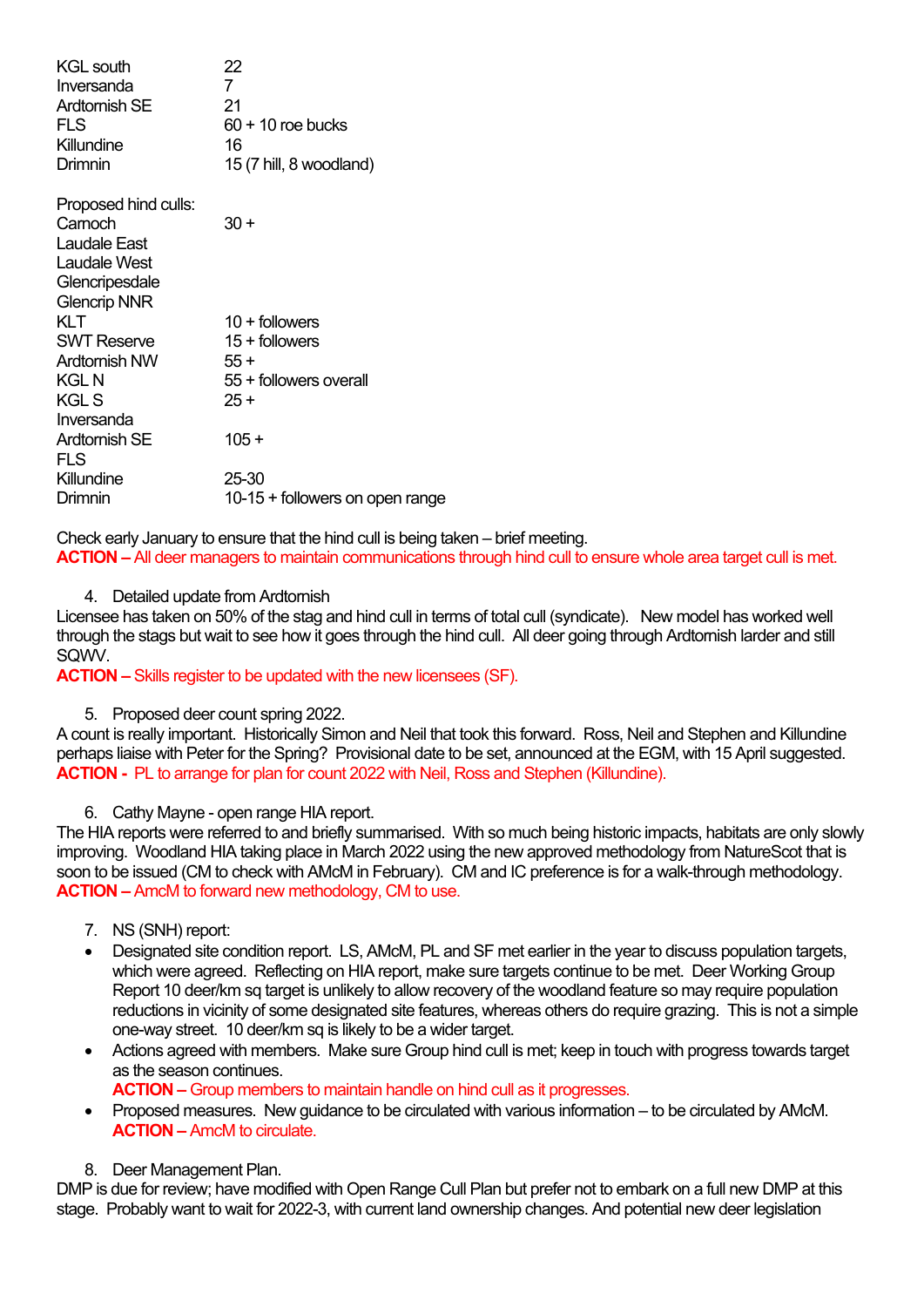| | |
|---|---|
| KGL south | 22 |
| Inversanda | 7 |
| Ardtornish SE | 21 |
| FLS | 60 + 10 roe bucks |
| Killundine | 16 |
| Drimnin | 15 (7 hill, 8 woodland) |

Proposed hind culls:

| | |
|---|---|
| Carnoch | 30 + |
| Laudale East | |
| Laudale West | |
| Glencripesdale | |
| Glencrip NNR | |
| KLT | 10 + followers |
| SWT Reserve | 15 + followers |
| Ardtornish NW | 55 + |
| KGL N | 55 + followers overall |
| KGL S | 25 + |
| Inversanda | |
| Ardtornish SE | 105 + |
| FLS | |
| Killundine | 25-30 |
| Drimnin | 10-15 + followers on open range |

Check early January to ensure that the hind cull is being taken – brief meeting.
**ACTION –** All deer managers to maintain communications through hind cull to ensure whole area target cull is met.

4. Detailed update from Ardtornish

Licensee has taken on 50% of the stag and hind cull in terms of total cull (syndicate). New model has worked well through the stags but wait to see how it goes through the hind cull. All deer going through Ardtornish larder and still SQWV.
**ACTION –** Skills register to be updated with the new licensees (SF).

5. Proposed deer count spring 2022.

A count is really important. Historically Simon and Neil that took this forward. Ross, Neil and Stephen and Killundine perhaps liaise with Peter for the Spring? Provisional date to be set, announced at the EGM, with 15 April suggested.
**ACTION -** PL to arrange for plan for count 2022 with Neil, Ross and Stephen (Killundine).

6. Cathy Mayne - open range HIA report.

The HIA reports were referred to and briefly summarised. With so much being historic impacts, habitats are only slowly improving. Woodland HIA taking place in March 2022 using the new approved methodology from NatureScot that is soon to be issued (CM to check with AMcM in February). CM and IC preference is for a walk-through methodology.
**ACTION –** AmcM to forward new methodology, CM to use.

7. NS (SNH) report:

- Designated site condition report. LS, AMcM, PL and SF met earlier in the year to discuss population targets, which were agreed. Reflecting on HIA report, make sure targets continue to be met. Deer Working Group Report 10 deer/km sq target is unlikely to allow recovery of the woodland feature so may require population reductions in vicinity of some designated site features, whereas others do require grazing. This is not a simple one-way street. 10 deer/km sq is likely to be a wider target.
- Actions agreed with members. Make sure Group hind cull is met; keep in touch with progress towards target as the season continues.
  **ACTION –** Group members to maintain handle on hind cull as it progresses.
- Proposed measures. New guidance to be circulated with various information – to be circulated by AMcM.
  **ACTION –** AmcM to circulate.

8. Deer Management Plan.

DMP is due for review; have modified with Open Range Cull Plan but prefer not to embark on a full new DMP at this stage. Probably want to wait for 2022-3, with current land ownership changes. And potential new deer legislation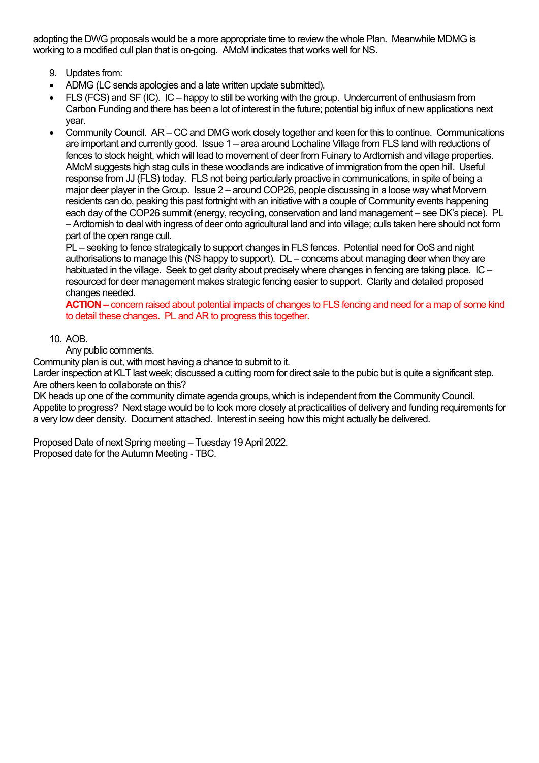adopting the DWG proposals would be a more appropriate time to review the whole Plan. Meanwhile MDMG is working to a modified cull plan that is on-going. AMcM indicates that works well for NS.

9. Updates from:

- ADMG (LC sends apologies and a late written update submitted).
- FLS (FCS) and SF (IC). IC – happy to still be working with the group. Undercurrent of enthusiasm from Carbon Funding and there has been a lot of interest in the future; potential big influx of new applications next year.
- Community Council. AR – CC and DMG work closely together and keen for this to continue. Communications are important and currently good. Issue 1 – area around Lochaline Village from FLS land with reductions of fences to stock height, which will lead to movement of deer from Fuinary to Ardtornish and village properties. AMcM suggests high stag culls in these woodlands are indicative of immigration from the open hill. Useful response from JJ (FLS) today. FLS not being particularly proactive in communications, in spite of being a major deer player in the Group. Issue 2 – around COP26, people discussing in a loose way what Morvern residents can do, peaking this past fortnight with an initiative with a couple of Community events happening each day of the COP26 summit (energy, recycling, conservation and land management – see DK's piece). PL – Ardtornish to deal with ingress of deer onto agricultural land and into village; culls taken here should not form part of the open range cull.

  PL – seeking to fence strategically to support changes in FLS fences. Potential need for OoS and night authorisations to manage this (NS happy to support). DL – concerns about managing deer when they are habituated in the village. Seek to get clarity about precisely where changes in fencing are taking place. IC – resourced for deer management makes strategic fencing easier to support. Clarity and detailed proposed changes needed.

  **ACTION –** concern raised about potential impacts of changes to FLS fencing and need for a map of some kind to detail these changes. PL and AR to progress this together.

10. AOB.

    Any public comments.

Community plan is out, with most having a chance to submit to it.

Larder inspection at KLT last week; discussed a cutting room for direct sale to the pubic but is quite a significant step. Are others keen to collaborate on this?

DK heads up one of the community climate agenda groups, which is independent from the Community Council. Appetite to progress? Next stage would be to look more closely at practicalities of delivery and funding requirements for a very low deer density. Document attached. Interest in seeing how this might actually be delivered.

Proposed Date of next Spring meeting – Tuesday 19 April 2022.
Proposed date for the Autumn Meeting - TBC.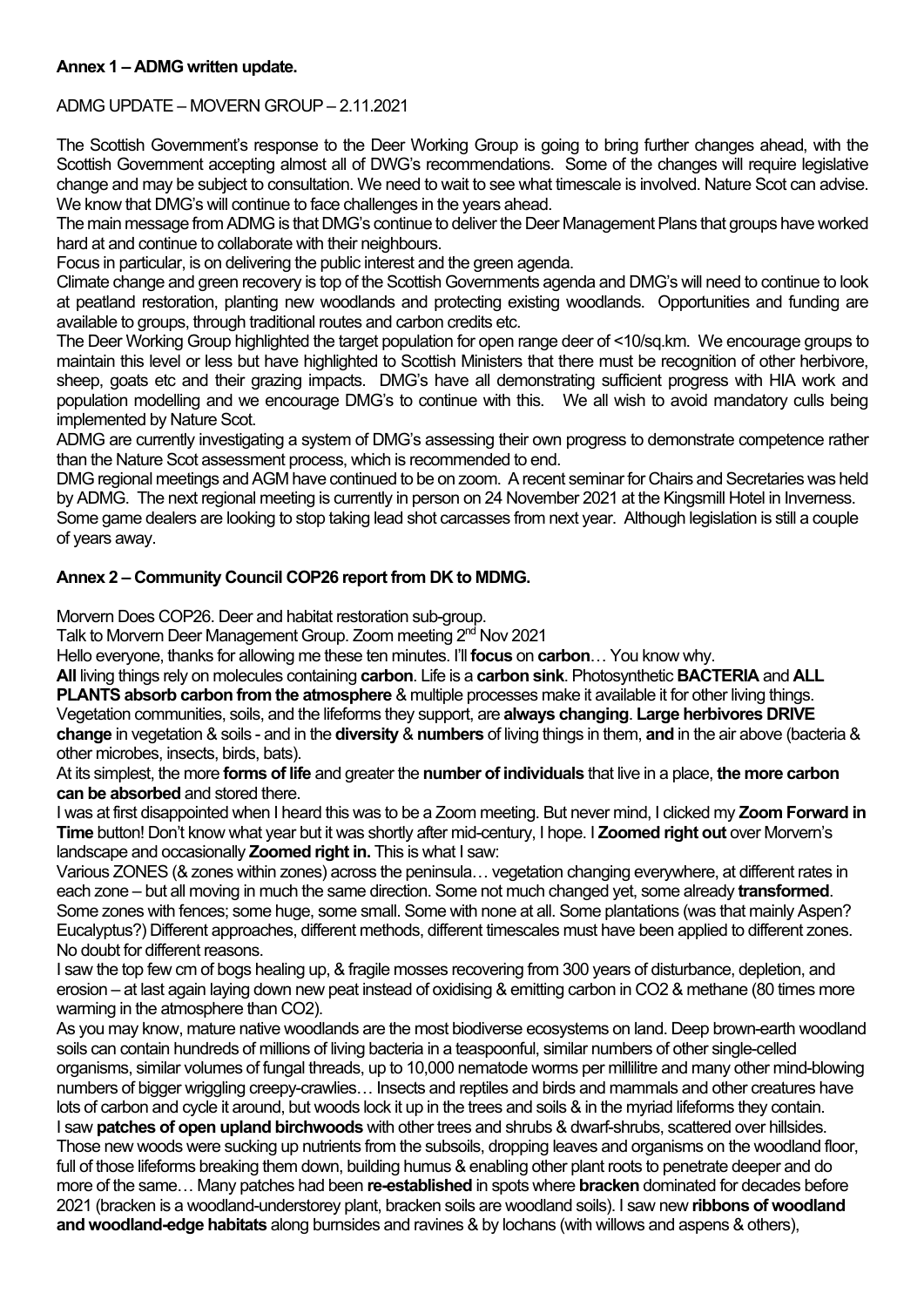**Annex 1 – ADMG written update.**

ADMG UPDATE – MOVERN GROUP – 2.11.2021

The Scottish Government's response to the Deer Working Group is going to bring further changes ahead, with the Scottish Government accepting almost all of DWG's recommendations. Some of the changes will require legislative change and may be subject to consultation. We need to wait to see what timescale is involved. Nature Scot can advise. We know that DMG's will continue to face challenges in the years ahead.

The main message from ADMG is that DMG's continue to deliver the Deer Management Plans that groups have worked hard at and continue to collaborate with their neighbours.

Focus in particular, is on delivering the public interest and the green agenda.

Climate change and green recovery is top of the Scottish Governments agenda and DMG's will need to continue to look at peatland restoration, planting new woodlands and protecting existing woodlands. Opportunities and funding are available to groups, through traditional routes and carbon credits etc.

The Deer Working Group highlighted the target population for open range deer of <10/sq.km. We encourage groups to maintain this level or less but have highlighted to Scottish Ministers that there must be recognition of other herbivore, sheep, goats etc and their grazing impacts. DMG's have all demonstrating sufficient progress with HIA work and population modelling and we encourage DMG's to continue with this. We all wish to avoid mandatory culls being implemented by Nature Scot.

ADMG are currently investigating a system of DMG's assessing their own progress to demonstrate competence rather than the Nature Scot assessment process, which is recommended to end.

DMG regional meetings and AGM have continued to be on zoom. A recent seminar for Chairs and Secretaries was held by ADMG. The next regional meeting is currently in person on 24 November 2021 at the Kingsmill Hotel in Inverness.

Some game dealers are looking to stop taking lead shot carcasses from next year. Although legislation is still a couple of years away.

**Annex 2 – Community Council COP26 report from DK to MDMG.**

Morvern Does COP26. Deer and habitat restoration sub-group.

Talk to Morvern Deer Management Group. Zoom meeting 2nd Nov 2021

Hello everyone, thanks for allowing me these ten minutes. I'll **focus** on **carbon**… You know why.

**All** living things rely on molecules containing **carbon**. Life is a **carbon sink**. Photosynthetic **BACTERIA** and **ALL PLANTS absorb carbon from the atmosphere** & multiple processes make it available it for other living things. Vegetation communities, soils, and the lifeforms they support, are **always changing**. **Large herbivores DRIVE change** in vegetation & soils - and in the **diversity** & **numbers** of living things in them, **and** in the air above (bacteria & other microbes, insects, birds, bats).

At its simplest, the more **forms of life** and greater the **number of individuals** that live in a place, **the more carbon can be absorbed** and stored there.

I was at first disappointed when I heard this was to be a Zoom meeting. But never mind, I clicked my **Zoom Forward in Time** button! Don't know what year but it was shortly after mid-century, I hope. I **Zoomed right out** over Morvern's landscape and occasionally **Zoomed right in.** This is what I saw:

Various ZONES (& zones within zones) across the peninsula… vegetation changing everywhere, at different rates in each zone – but all moving in much the same direction. Some not much changed yet, some already **transformed**. Some zones with fences; some huge, some small. Some with none at all. Some plantations (was that mainly Aspen? Eucalyptus?) Different approaches, different methods, different timescales must have been applied to different zones. No doubt for different reasons.

I saw the top few cm of bogs healing up, & fragile mosses recovering from 300 years of disturbance, depletion, and erosion – at last again laying down new peat instead of oxidising & emitting carbon in $CO_2$ & methane (80 times more warming in the atmosphere than $CO_2$).

As you may know, mature native woodlands are the most biodiverse ecosystems on land. Deep brown-earth woodland soils can contain hundreds of millions of living bacteria in a teaspoonful, similar numbers of other single-celled organisms, similar volumes of fungal threads, up to 10,000 nematode worms per millilitre and many other mind-blowing numbers of bigger wriggling creepy-crawlies… Insects and reptiles and birds and mammals and other creatures have lots of carbon and cycle it around, but woods lock it up in the trees and soils & in the myriad lifeforms they contain.

I saw **patches of open upland birchwoods** with other trees and shrubs & dwarf-shrubs, scattered over hillsides. Those new woods were sucking up nutrients from the subsoils, dropping leaves and organisms on the woodland floor, full of those lifeforms breaking them down, building humus & enabling other plant roots to penetrate deeper and do more of the same… Many patches had been **re-established** in spots where **bracken** dominated for decades before 2021 (bracken is a woodland-understorey plant, bracken soils are woodland soils). I saw new **ribbons of woodland and woodland-edge habitats** along burnsides and ravines & by lochans (with willows and aspens & others),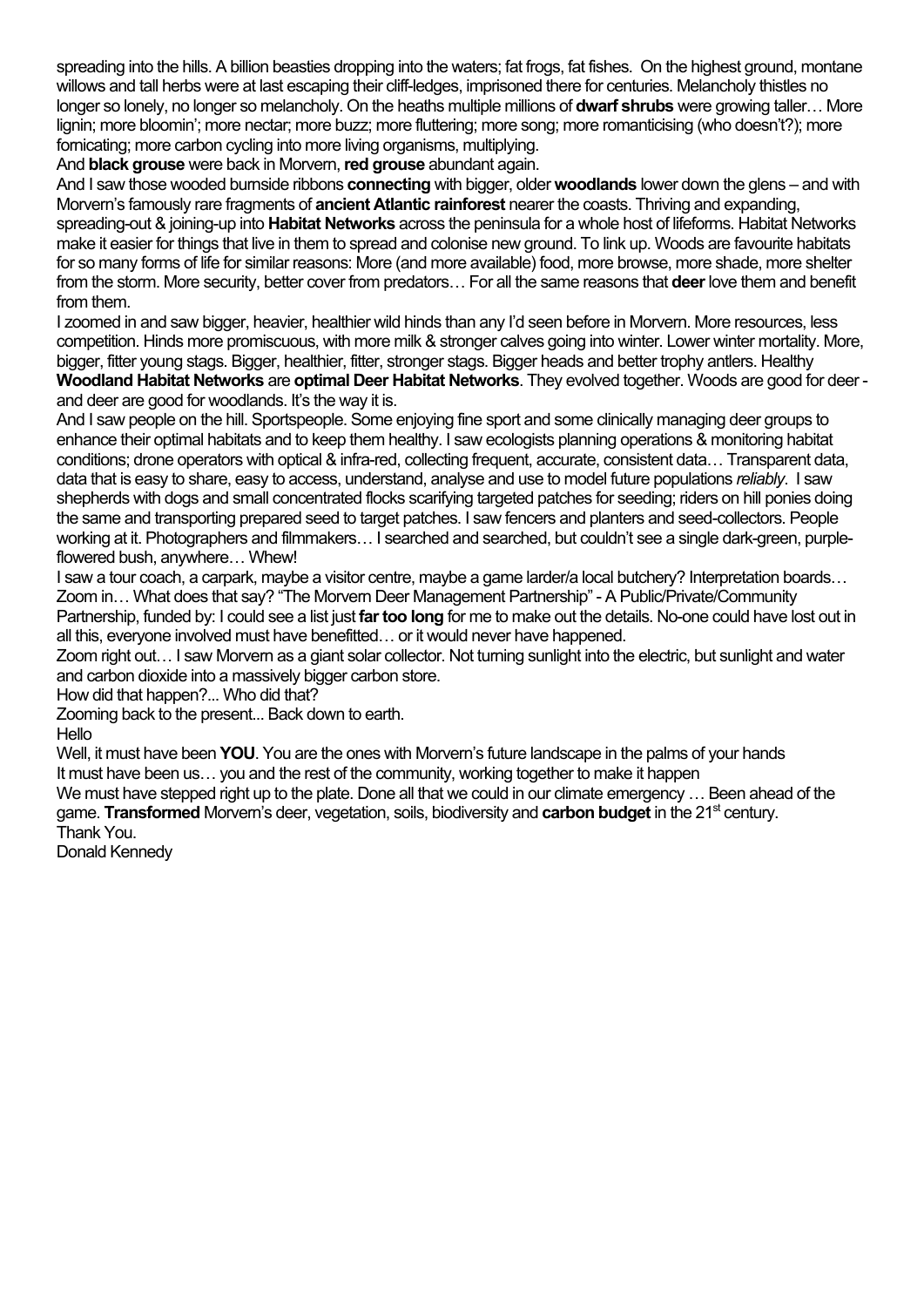spreading into the hills. A billion beasties dropping into the waters; fat frogs, fat fishes. On the highest ground, montane willows and tall herbs were at last escaping their cliff-ledges, imprisoned there for centuries. Melancholy thistles no longer so lonely, no longer so melancholy. On the heaths multiple millions of **dwarf shrubs** were growing taller… More lignin; more bloomin'; more nectar; more buzz; more fluttering; more song; more romanticising (who doesn't?); more fornicating; more carbon cycling into more living organisms, multiplying.

And **black grouse** were back in Morvern, **red grouse** abundant again.

And I saw those wooded burnside ribbons **connecting** with bigger, older **woodlands** lower down the glens – and with Morvern's famously rare fragments of **ancient Atlantic rainforest** nearer the coasts. Thriving and expanding, spreading-out & joining-up into **Habitat Networks** across the peninsula for a whole host of lifeforms. Habitat Networks make it easier for things that live in them to spread and colonise new ground. To link up. Woods are favourite habitats for so many forms of life for similar reasons: More (and more available) food, more browse, more shade, more shelter from the storm. More security, better cover from predators… For all the same reasons that **deer** love them and benefit from them.

I zoomed in and saw bigger, heavier, healthier wild hinds than any I'd seen before in Morvern. More resources, less competition. Hinds more promiscuous, with more milk & stronger calves going into winter. Lower winter mortality. More, bigger, fitter young stags. Bigger, healthier, fitter, stronger stags. Bigger heads and better trophy antlers. Healthy **Woodland Habitat Networks** are **optimal Deer Habitat Networks**. They evolved together. Woods are good for deer - and deer are good for woodlands. It's the way it is.

And I saw people on the hill. Sportspeople. Some enjoying fine sport and some clinically managing deer groups to enhance their optimal habitats and to keep them healthy. I saw ecologists planning operations & monitoring habitat conditions; drone operators with optical & infra-red, collecting frequent, accurate, consistent data… Transparent data, data that is easy to share, easy to access, understand, analyse and use to model future populations *reliably*. I saw shepherds with dogs and small concentrated flocks scarifying targeted patches for seeding; riders on hill ponies doing the same and transporting prepared seed to target patches. I saw fencers and planters and seed-collectors. People working at it. Photographers and filmmakers… I searched and searched, but couldn't see a single dark-green, purple-flowered bush, anywhere… Whew!

I saw a tour coach, a carpark, maybe a visitor centre, maybe a game larder/a local butchery? Interpretation boards… Zoom in… What does that say? "The Morvern Deer Management Partnership" - A Public/Private/Community Partnership, funded by: I could see a list just **far too long** for me to make out the details. No-one could have lost out in all this, everyone involved must have benefitted… or it would never have happened.

Zoom right out… I saw Morvern as a giant solar collector. Not turning sunlight into the electric, but sunlight and water and carbon dioxide into a massively bigger carbon store.

How did that happen?... Who did that?

Zooming back to the present... Back down to earth.

Hello

Well, it must have been **YOU**. You are the ones with Morvern's future landscape in the palms of your hands

It must have been us… you and the rest of the community, working together to make it happen

We must have stepped right up to the plate. Done all that we could in our climate emergency … Been ahead of the game. **Transformed** Morvern's deer, vegetation, soils, biodiversity and **carbon budget** in the 21st century.

Thank You.

Donald Kennedy